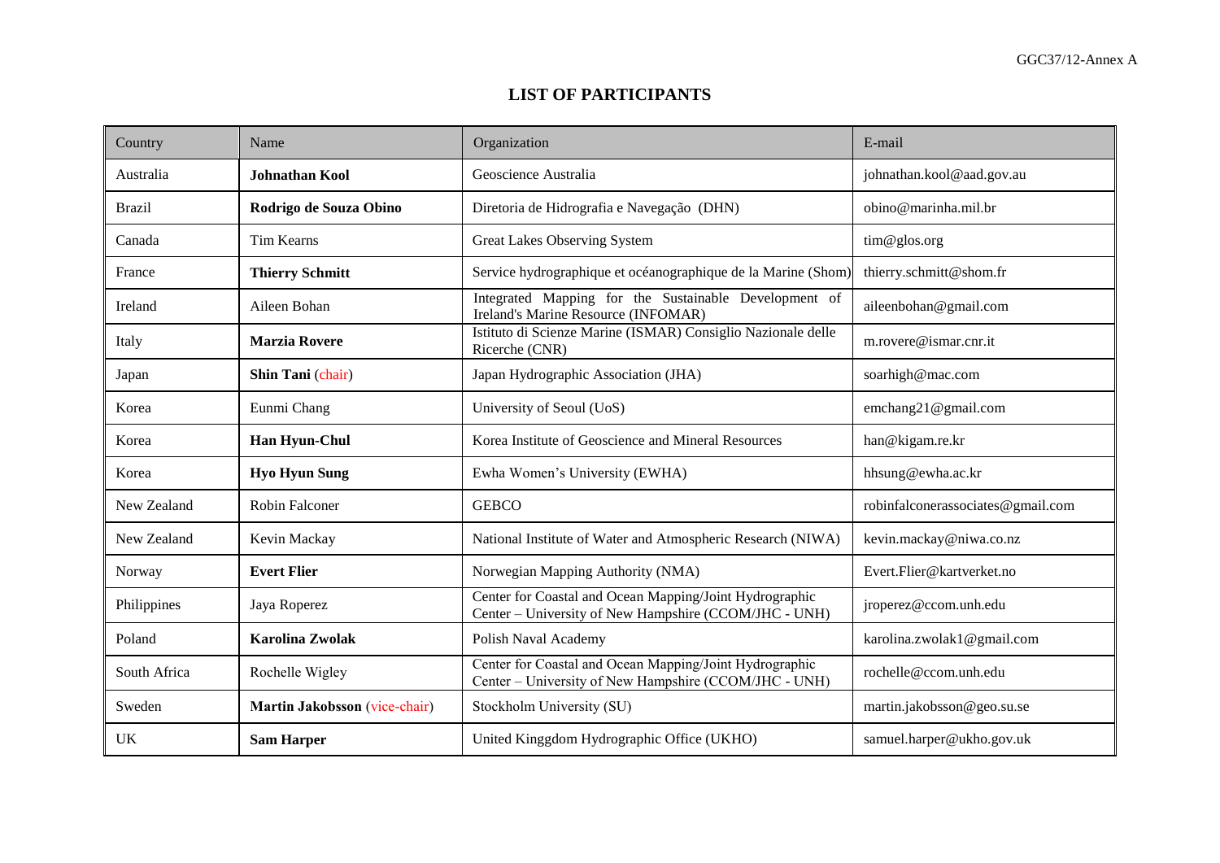GGC37/12-Annex A

# LIST OF PARTICIPANTS

| Country | Name | Organization | E-mail |
|---|---|---|---|
| Australia | **Johnathan Kool** | Geoscience Australia | johnathan.kool@aad.gov.au |
| Brazil | **Rodrigo de Souza Obino** | Diretoria de Hidrografia e Navegação (DHN) | obino@marinha.mil.br |
| Canada | Tim Kearns | Great Lakes Observing System | tim@glos.org |
| France | **Thierry Schmitt** | Service hydrographique et océanographique de la Marine (Shom) | thierry.schmitt@shom.fr |
| Ireland | Aileen Bohan | Integrated Mapping for the Sustainable Development of Ireland's Marine Resource (INFOMAR) | aileenbohan@gmail.com |
| Italy | **Marzia Rovere** | Istituto di Scienze Marine (ISMAR) Consiglio Nazionale delle Ricerche (CNR) | m.rovere@ismar.cnr.it |
| Japan | **Shin Tani** (chair) | Japan Hydrographic Association (JHA) | soarhigh@mac.com |
| Korea | Eunmi Chang | University of Seoul (UoS) | emchang21@gmail.com |
| Korea | **Han Hyun-Chul** | Korea Institute of Geoscience and Mineral Resources | han@kigam.re.kr |
| Korea | **Hyo Hyun Sung** | Ewha Women's University (EWHA) | hhsung@ewha.ac.kr |
| New Zealand | Robin Falconer | GEBCO | robinfalconerassociates@gmail.com |
| New Zealand | Kevin Mackay | National Institute of Water and Atmospheric Research (NIWA) | kevin.mackay@niwa.co.nz |
| Norway | **Evert Flier** | Norwegian Mapping Authority (NMA) | Evert.Flier@kartverket.no |
| Philippines | Jaya Roperez | Center for Coastal and Ocean Mapping/Joint Hydrographic Center – University of New Hampshire (CCOM/JHC - UNH) | jroperez@ccom.unh.edu |
| Poland | **Karolina Zwolak** | Polish Naval Academy | karolina.zwolak1@gmail.com |
| South Africa | Rochelle Wigley | Center for Coastal and Ocean Mapping/Joint Hydrographic Center – University of New Hampshire (CCOM/JHC - UNH) | rochelle@ccom.unh.edu |
| Sweden | **Martin Jakobsson** (vice-chair) | Stockholm University (SU) | martin.jakobsson@geo.su.se |
| UK | **Sam Harper** | United Kinggdom Hydrographic Office (UKHO) | samuel.harper@ukho.gov.uk |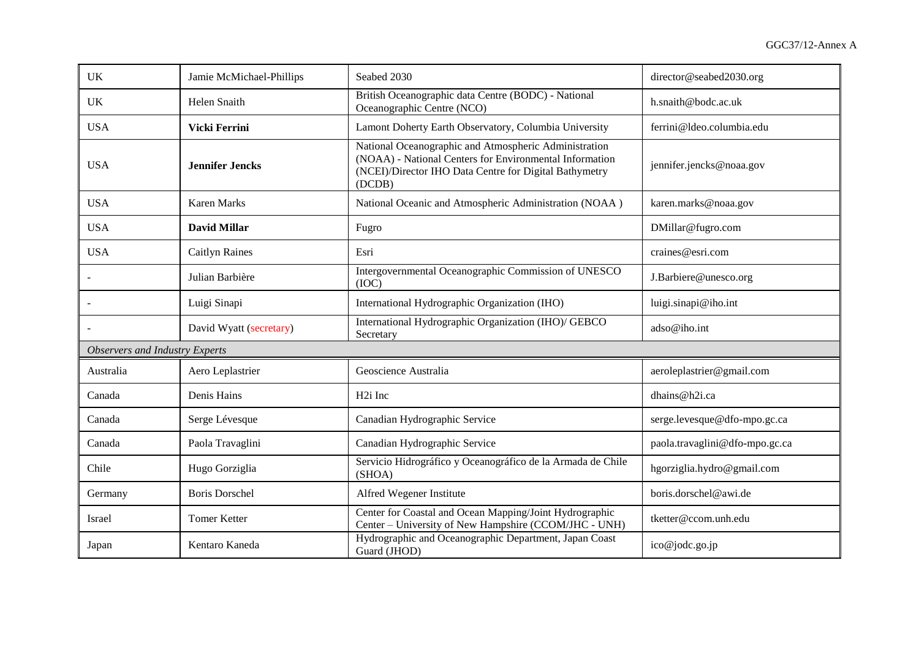| UK | Jamie McMichael-Phillips | Seabed 2030 | director@seabed2030.org |
|---|---|---|---|
| UK | Helen Snaith | British Oceanographic data Centre (BODC) - National Oceanographic Centre (NCO) | h.snaith@bodc.ac.uk |
| USA | **Vicki Ferrini** | Lamont Doherty Earth Observatory, Columbia University | ferrini@ldeo.columbia.edu |
| USA | **Jennifer Jencks** | National Oceanographic and Atmospheric Administration (NOAA) - National Centers for Environmental Information (NCEI)/Director IHO Data Centre for Digital Bathymetry (DCDB) | jennifer.jencks@noaa.gov |
| USA | Karen Marks | National Oceanic and Atmospheric Administration (NOAA ) | karen.marks@noaa.gov |
| USA | **David Millar** | Fugro | DMillar@fugro.com |
| USA | Caitlyn Raines | Esri | craines@esri.com |
| - | Julian Barbière | Intergovernmental Oceanographic Commission of UNESCO (IOC) | J.Barbiere@unesco.org |
| - | Luigi Sinapi | International Hydrographic Organization (IHO) | luigi.sinapi@iho.int |
| - | David Wyatt (secretary) | International Hydrographic Organization (IHO)/ GEBCO Secretary | adso@iho.int |
| *Observers and Industry Experts* | | | |
| Australia | Aero Leplastrier | Geoscience Australia | aeroleplastrier@gmail.com |
| Canada | Denis Hains | H2i Inc | dhains@h2i.ca |
| Canada | Serge Lévesque | Canadian Hydrographic Service | serge.levesque@dfo-mpo.gc.ca |
| Canada | Paola Travaglini | Canadian Hydrographic Service | paola.travaglini@dfo-mpo.gc.ca |
| Chile | Hugo Gorziglia | Servicio Hidrográfico y Oceanográfico de la Armada de Chile (SHOA) | hgorziglia.hydro@gmail.com |
| Germany | Boris Dorschel | Alfred Wegener Institute | boris.dorschel@awi.de |
| Israel | Tomer Ketter | Center for Coastal and Ocean Mapping/Joint Hydrographic Center – University of New Hampshire (CCOM/JHC - UNH) | tketter@ccom.unh.edu |
| Japan | Kentaro Kaneda | Hydrographic and Oceanographic Department, Japan Coast Guard (JHOD) | ico@jodc.go.jp |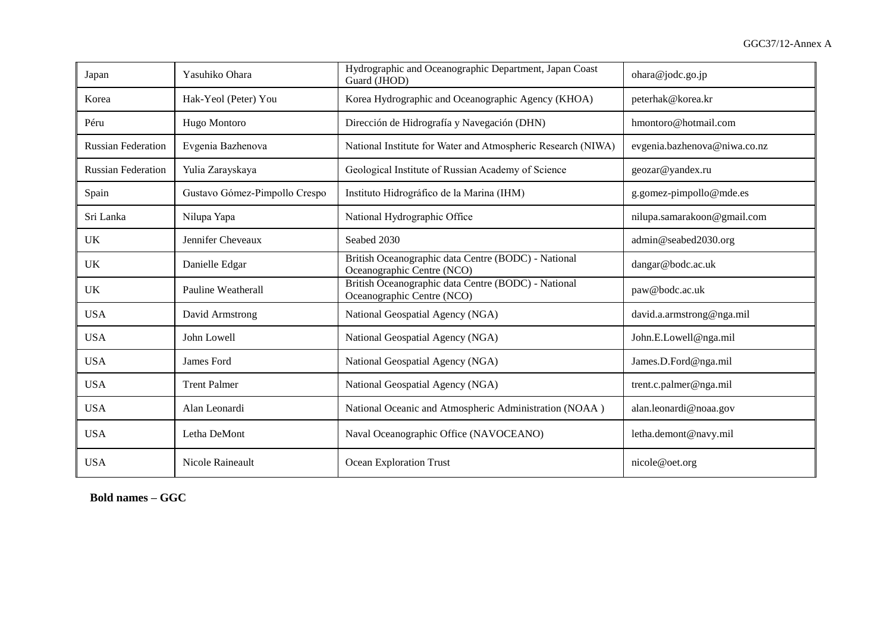| | | | |
|---|---|---|---|
| Japan | Yasuhiko Ohara | Hydrographic and Oceanographic Department, Japan Coast Guard (JHOD) | ohara@jodc.go.jp |
| Korea | Hak-Yeol (Peter) You | Korea Hydrographic and Oceanographic Agency (KHOA) | peterhak@korea.kr |
| Péru | Hugo Montoro | Dirección de Hidrografía y Navegación (DHN) | hmontoro@hotmail.com |
| Russian Federation | Evgenia Bazhenova | National Institute for Water and Atmospheric Research (NIWA) | evgenia.bazhenova@niwa.co.nz |
| Russian Federation | Yulia Zarayskaya | Geological Institute of Russian Academy of Science | geozar@yandex.ru |
| Spain | Gustavo Gómez-Pimpollo Crespo | Instituto Hidrográfico de la Marina (IHM) | g.gomez-pimpollo@mde.es |
| Sri Lanka | Nilupa Yapa | National Hydrographic Office | nilupa.samarakoon@gmail.com |
| UK | Jennifer Cheveaux | Seabed 2030 | admin@seabed2030.org |
| UK | Danielle Edgar | British Oceanographic data Centre (BODC) - National Oceanographic Centre (NCO) | dangar@bodc.ac.uk |
| UK | Pauline Weatherall | British Oceanographic data Centre (BODC) - National Oceanographic Centre (NCO) | paw@bodc.ac.uk |
| USA | David Armstrong | National Geospatial Agency (NGA) | david.a.armstrong@nga.mil |
| USA | John Lowell | National Geospatial Agency (NGA) | John.E.Lowell@nga.mil |
| USA | James Ford | National Geospatial Agency (NGA) | James.D.Ford@nga.mil |
| USA | Trent Palmer | National Geospatial Agency (NGA) | trent.c.palmer@nga.mil |
| USA | Alan Leonardi | National Oceanic and Atmospheric Administration (NOAA ) | alan.leonardi@noaa.gov |
| USA | Letha DeMont | Naval Oceanographic Office (NAVOCEANO) | letha.demont@navy.mil |
| USA | Nicole Raineault | Ocean Exploration Trust | nicole@oet.org |

**Bold names – GGC**